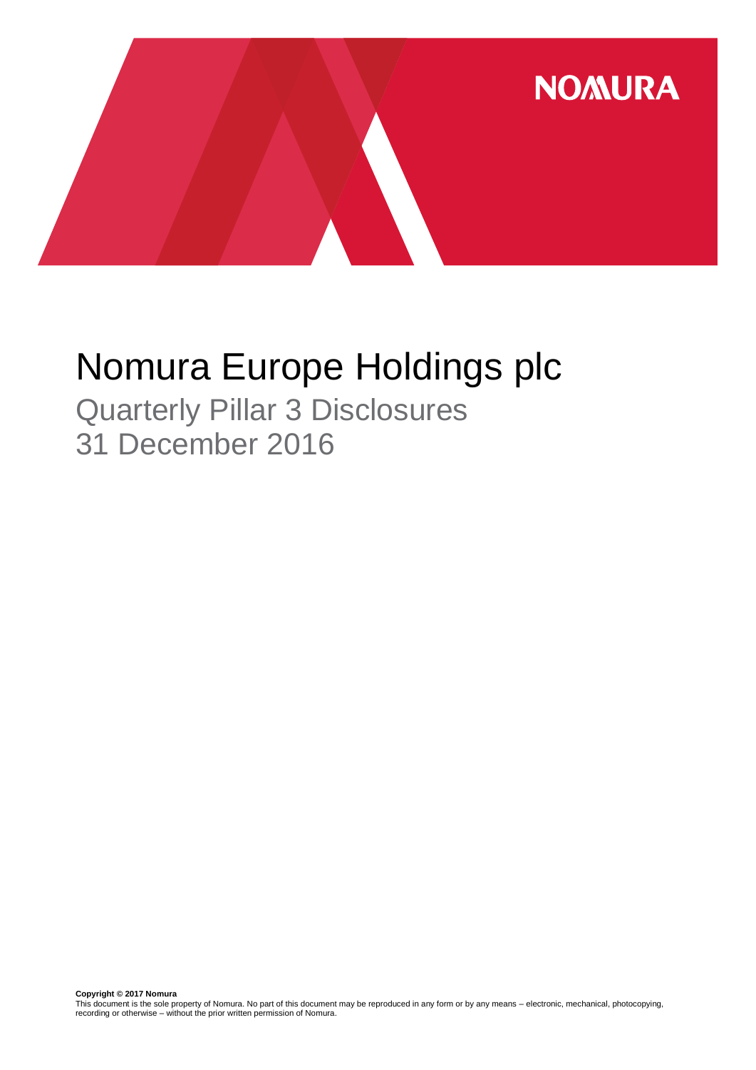# Nomura Europe Holdings plc

## Quarterly Pillar 3 Disclosures
## 31 December 2016

**Copyright © 2017 Nomura**
This document is the sole property of Nomura. No part of this document may be reproduced in any form or by any means – electronic, mechanical, photocopying, recording or otherwise – without the prior written permission of Nomura.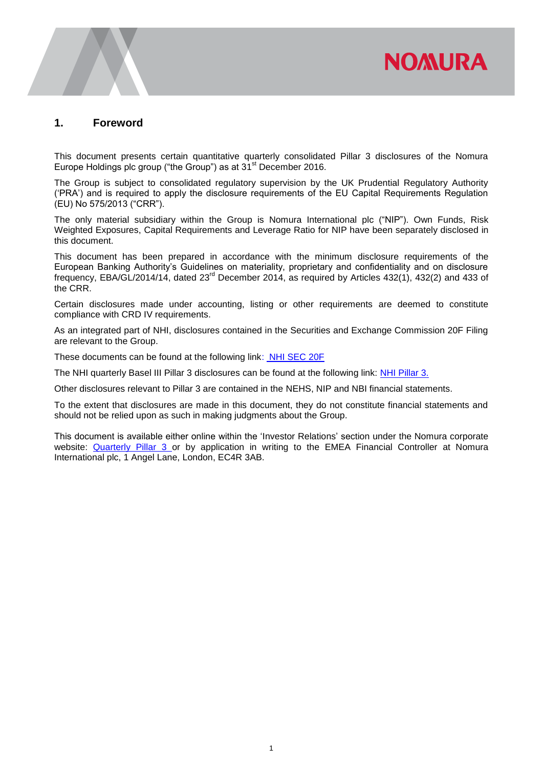## 1. Foreword

This document presents certain quantitative quarterly consolidated Pillar 3 disclosures of the Nomura Europe Holdings plc group ("the Group") as at 31st December 2016.

The Group is subject to consolidated regulatory supervision by the UK Prudential Regulatory Authority ('PRA') and is required to apply the disclosure requirements of the EU Capital Requirements Regulation (EU) No 575/2013 ("CRR").

The only material subsidiary within the Group is Nomura International plc ("NIP"). Own Funds, Risk Weighted Exposures, Capital Requirements and Leverage Ratio for NIP have been separately disclosed in this document.

This document has been prepared in accordance with the minimum disclosure requirements of the European Banking Authority's Guidelines on materiality, proprietary and confidentiality and on disclosure frequency, EBA/GL/2014/14, dated 23rd December 2014, as required by Articles 432(1), 432(2) and 433 of the CRR.

Certain disclosures made under accounting, listing or other requirements are deemed to constitute compliance with CRD IV requirements.

As an integrated part of NHI, disclosures contained in the Securities and Exchange Commission 20F Filing are relevant to the Group.

These documents can be found at the following link: NHI SEC 20F

The NHI quarterly Basel III Pillar 3 disclosures can be found at the following link: NHI Pillar 3.

Other disclosures relevant to Pillar 3 are contained in the NEHS, NIP and NBI financial statements.

To the extent that disclosures are made in this document, they do not constitute financial statements and should not be relied upon as such in making judgments about the Group.

This document is available either online within the 'Investor Relations' section under the Nomura corporate website: Quarterly Pillar 3 or by application in writing to the EMEA Financial Controller at Nomura International plc, 1 Angel Lane, London, EC4R 3AB.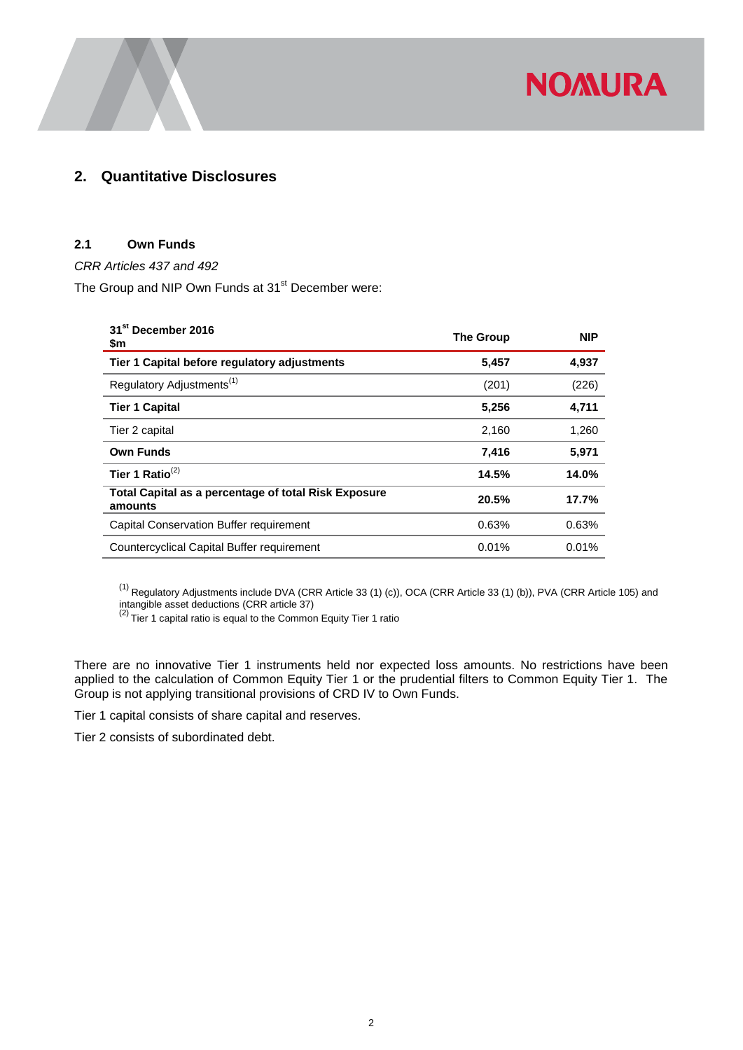## 2. Quantitative Disclosures

### 2.1 Own Funds

*CRR Articles 437 and 492*

The Group and NIP Own Funds at 31st December were:

| 31st December 2016<br>$m | The Group | NIP |
|---|---|---|
| **Tier 1 Capital before regulatory adjustments** | **5,457** | **4,937** |
| Regulatory Adjustments[1] | (201) | (226) |
| **Tier 1 Capital** | **5,256** | **4,711** |
| Tier 2 capital | 2,160 | 1,260 |
| **Own Funds** | **7,416** | **5,971** |
| **Tier 1 Ratio**[2] | **14.5%** | **14.0%** |
| **Total Capital as a percentage of total Risk Exposure amounts** | **20.5%** | **17.7%** |
| Capital Conservation Buffer requirement | 0.63% | 0.63% |
| Countercyclical Capital Buffer requirement | 0.01% | 0.01% |

[1] Regulatory Adjustments include DVA (CRR Article 33 (1) (c)), OCA (CRR Article 33 (1) (b)), PVA (CRR Article 105) and intangible asset deductions (CRR article 37)
[2] Tier 1 capital ratio is equal to the Common Equity Tier 1 ratio

There are no innovative Tier 1 instruments held nor expected loss amounts. No restrictions have been applied to the calculation of Common Equity Tier 1 or the prudential filters to Common Equity Tier 1. The Group is not applying transitional provisions of CRD IV to Own Funds.

Tier 1 capital consists of share capital and reserves.

Tier 2 consists of subordinated debt.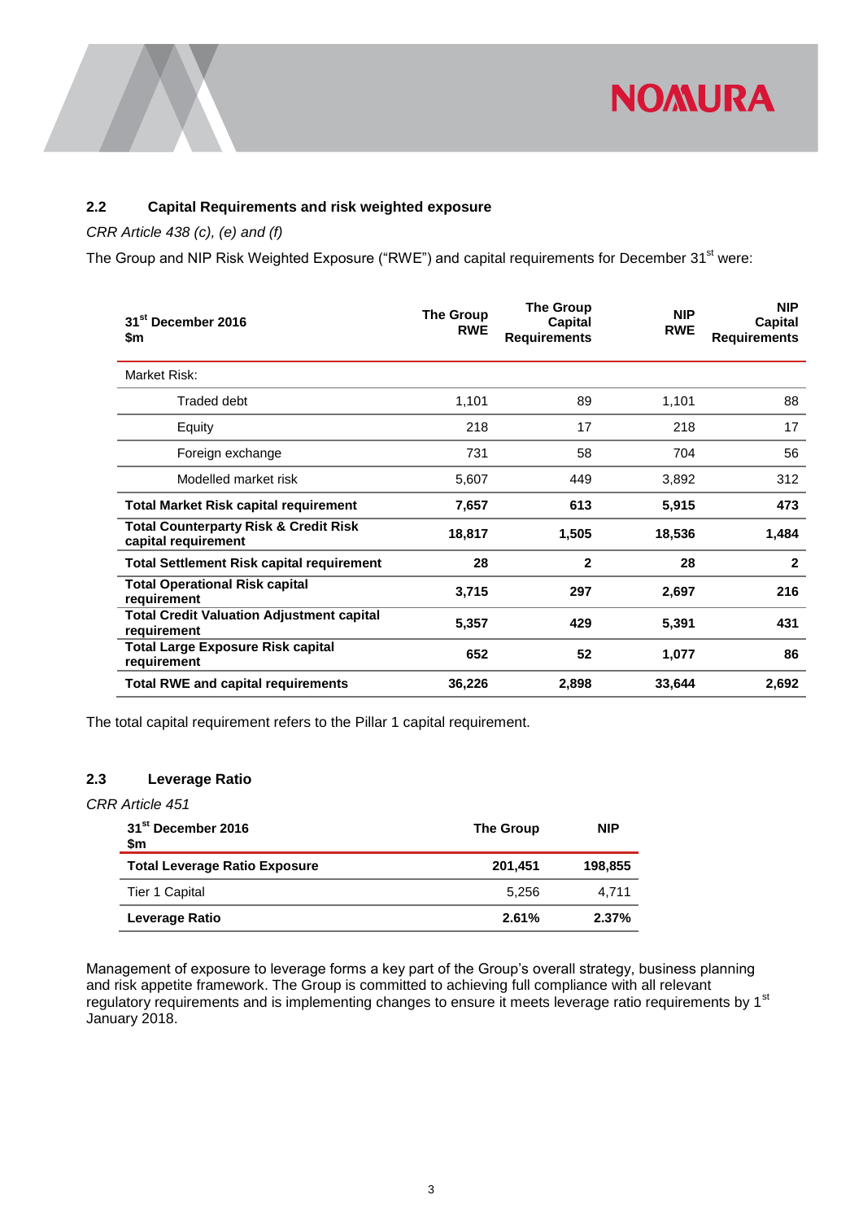### 2.2 Capital Requirements and risk weighted exposure

*CRR Article 438 (c), (e) and (f)*

The Group and NIP Risk Weighted Exposure ("RWE") and capital requirements for December 31st were:

| 31st December 2016 $m | The Group RWE | The Group Capital Requirements | NIP RWE | NIP Capital Requirements |
|---|---|---|---|---|
| Market Risk: | | | | |
| Traded debt | 1,101 | 89 | 1,101 | 88 |
| Equity | 218 | 17 | 218 | 17 |
| Foreign exchange | 731 | 58 | 704 | 56 |
| Modelled market risk | 5,607 | 449 | 3,892 | 312 |
| **Total Market Risk capital requirement** | **7,657** | **613** | **5,915** | **473** |
| **Total Counterparty Risk & Credit Risk capital requirement** | **18,817** | **1,505** | **18,536** | **1,484** |
| **Total Settlement Risk capital requirement** | **28** | **2** | **28** | **2** |
| **Total Operational Risk capital requirement** | **3,715** | **297** | **2,697** | **216** |
| **Total Credit Valuation Adjustment capital requirement** | **5,357** | **429** | **5,391** | **431** |
| **Total Large Exposure Risk capital requirement** | **652** | **52** | **1,077** | **86** |
| **Total RWE and capital requirements** | **36,226** | **2,898** | **33,644** | **2,692** |

The total capital requirement refers to the Pillar 1 capital requirement.

### 2.3 Leverage Ratio

*CRR Article 451*

| 31st December 2016 $m | The Group | NIP |
|---|---|---|
| **Total Leverage Ratio Exposure** | **201,451** | **198,855** |
| Tier 1 Capital | 5,256 | 4,711 |
| **Leverage Ratio** | **2.61%** | **2.37%** |

Management of exposure to leverage forms a key part of the Group's overall strategy, business planning and risk appetite framework. The Group is committed to achieving full compliance with all relevant regulatory requirements and is implementing changes to ensure it meets leverage ratio requirements by 1st January 2018.